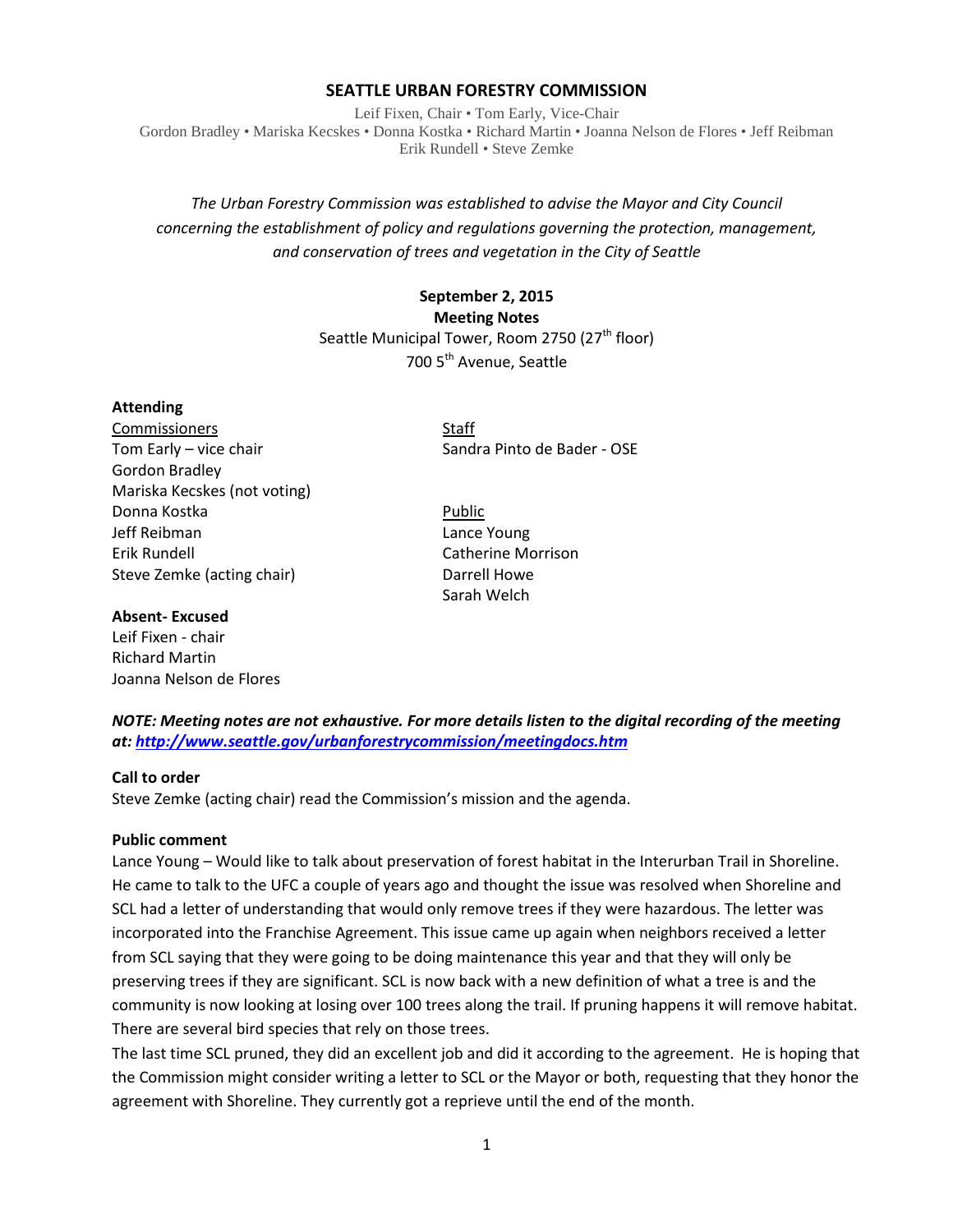# SEATTLE URBAN FORESTRY COMMISSION

Leif Fixen, Chair • Tom Early, Vice-Chair
Gordon Bradley • Mariska Kecskes • Donna Kostka • Richard Martin • Joanna Nelson de Flores • Jeff Reibman
Erik Rundell • Steve Zemke

*The Urban Forestry Commission was established to advise the Mayor and City Council concerning the establishment of policy and regulations governing the protection, management, and conservation of trees and vegetation in the City of Seattle*

**September 2, 2015**
**Meeting Notes**
Seattle Municipal Tower, Room 2750 (27th floor)
700 5th Avenue, Seattle

**Attending**

Commissioners
Tom Early – vice chair
Gordon Bradley
Mariska Kecskes (not voting)
Donna Kostka
Jeff Reibman
Erik Rundell
Steve Zemke (acting chair)

Staff
Sandra Pinto de Bader - OSE

Public
Lance Young
Catherine Morrison
Darrell Howe
Sarah Welch

**Absent- Excused**
Leif Fixen - chair
Richard Martin
Joanna Nelson de Flores

***NOTE: Meeting notes are not exhaustive. For more details listen to the digital recording of the meeting at: [http://www.seattle.gov/urbanforestrycommission/meetingdocs.htm](http://www.seattle.gov/urbanforestrycommission/meetingdocs.htm)***

**Call to order**

Steve Zemke (acting chair) read the Commission's mission and the agenda.

**Public comment**

Lance Young – Would like to talk about preservation of forest habitat in the Interurban Trail in Shoreline. He came to talk to the UFC a couple of years ago and thought the issue was resolved when Shoreline and SCL had a letter of understanding that would only remove trees if they were hazardous. The letter was incorporated into the Franchise Agreement. This issue came up again when neighbors received a letter from SCL saying that they were going to be doing maintenance this year and that they will only be preserving trees if they are significant. SCL is now back with a new definition of what a tree is and the community is now looking at losing over 100 trees along the trail. If pruning happens it will remove habitat. There are several bird species that rely on those trees.

The last time SCL pruned, they did an excellent job and did it according to the agreement. He is hoping that the Commission might consider writing a letter to SCL or the Mayor or both, requesting that they honor the agreement with Shoreline. They currently got a reprieve until the end of the month.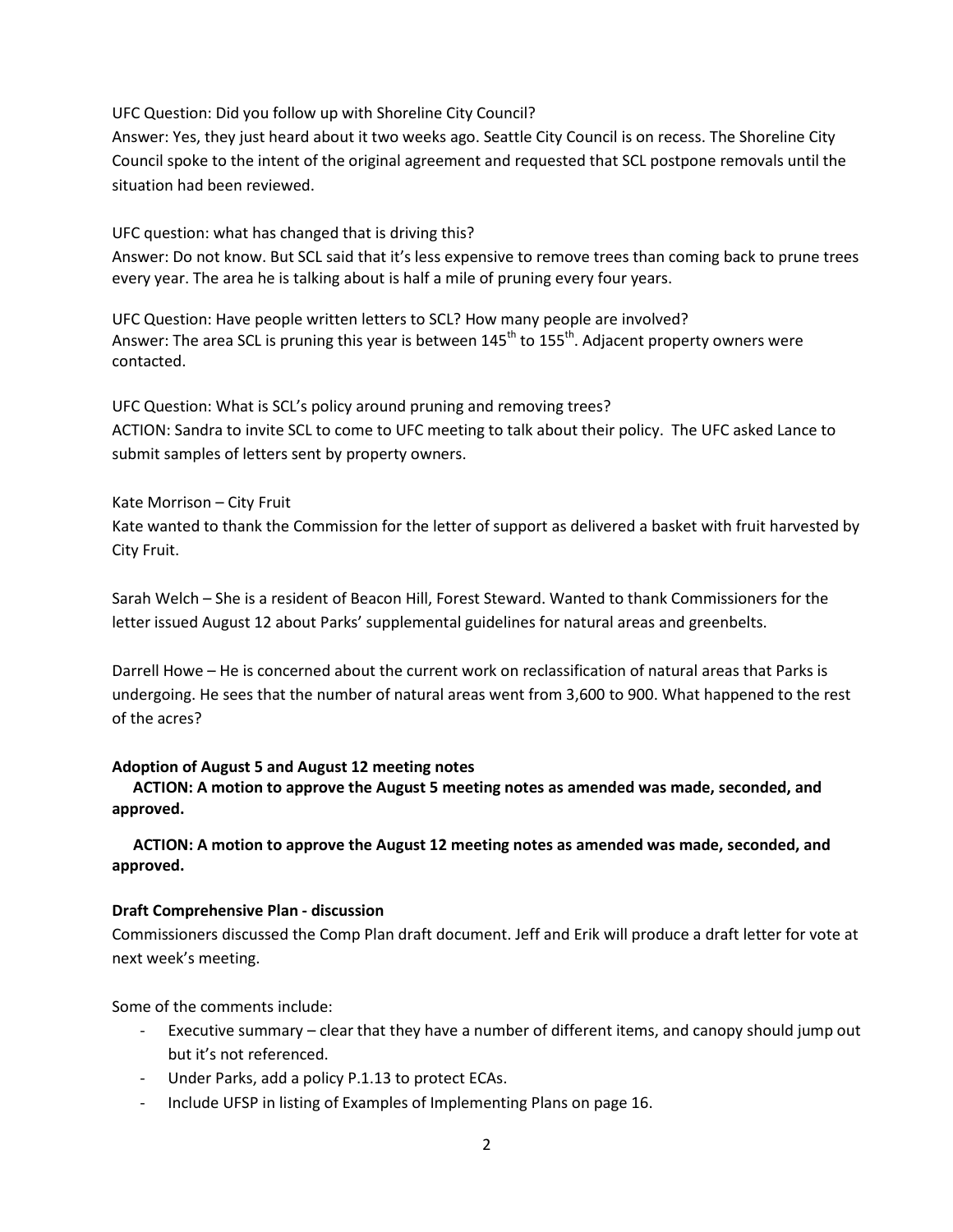UFC Question: Did you follow up with Shoreline City Council?
Answer: Yes, they just heard about it two weeks ago. Seattle City Council is on recess. The Shoreline City Council spoke to the intent of the original agreement and requested that SCL postpone removals until the situation had been reviewed.

UFC question: what has changed that is driving this?
Answer: Do not know. But SCL said that it's less expensive to remove trees than coming back to prune trees every year. The area he is talking about is half a mile of pruning every four years.

UFC Question: Have people written letters to SCL? How many people are involved?
Answer: The area SCL is pruning this year is between 145th to 155th. Adjacent property owners were contacted.

UFC Question: What is SCL's policy around pruning and removing trees?
ACTION: Sandra to invite SCL to come to UFC meeting to talk about their policy. The UFC asked Lance to submit samples of letters sent by property owners.

Kate Morrison – City Fruit
Kate wanted to thank the Commission for the letter of support as delivered a basket with fruit harvested by City Fruit.

Sarah Welch – She is a resident of Beacon Hill, Forest Steward. Wanted to thank Commissioners for the letter issued August 12 about Parks' supplemental guidelines for natural areas and greenbelts.

Darrell Howe – He is concerned about the current work on reclassification of natural areas that Parks is undergoing. He sees that the number of natural areas went from 3,600 to 900. What happened to the rest of the acres?

**Adoption of August 5 and August 12 meeting notes**

**ACTION: A motion to approve the August 5 meeting notes as amended was made, seconded, and approved.**

**ACTION: A motion to approve the August 12 meeting notes as amended was made, seconded, and approved.**

**Draft Comprehensive Plan - discussion**
Commissioners discussed the Comp Plan draft document. Jeff and Erik will produce a draft letter for vote at next week's meeting.

Some of the comments include:

- Executive summary – clear that they have a number of different items, and canopy should jump out but it's not referenced.
- Under Parks, add a policy P.1.13 to protect ECAs.
- Include UFSP in listing of Examples of Implementing Plans on page 16.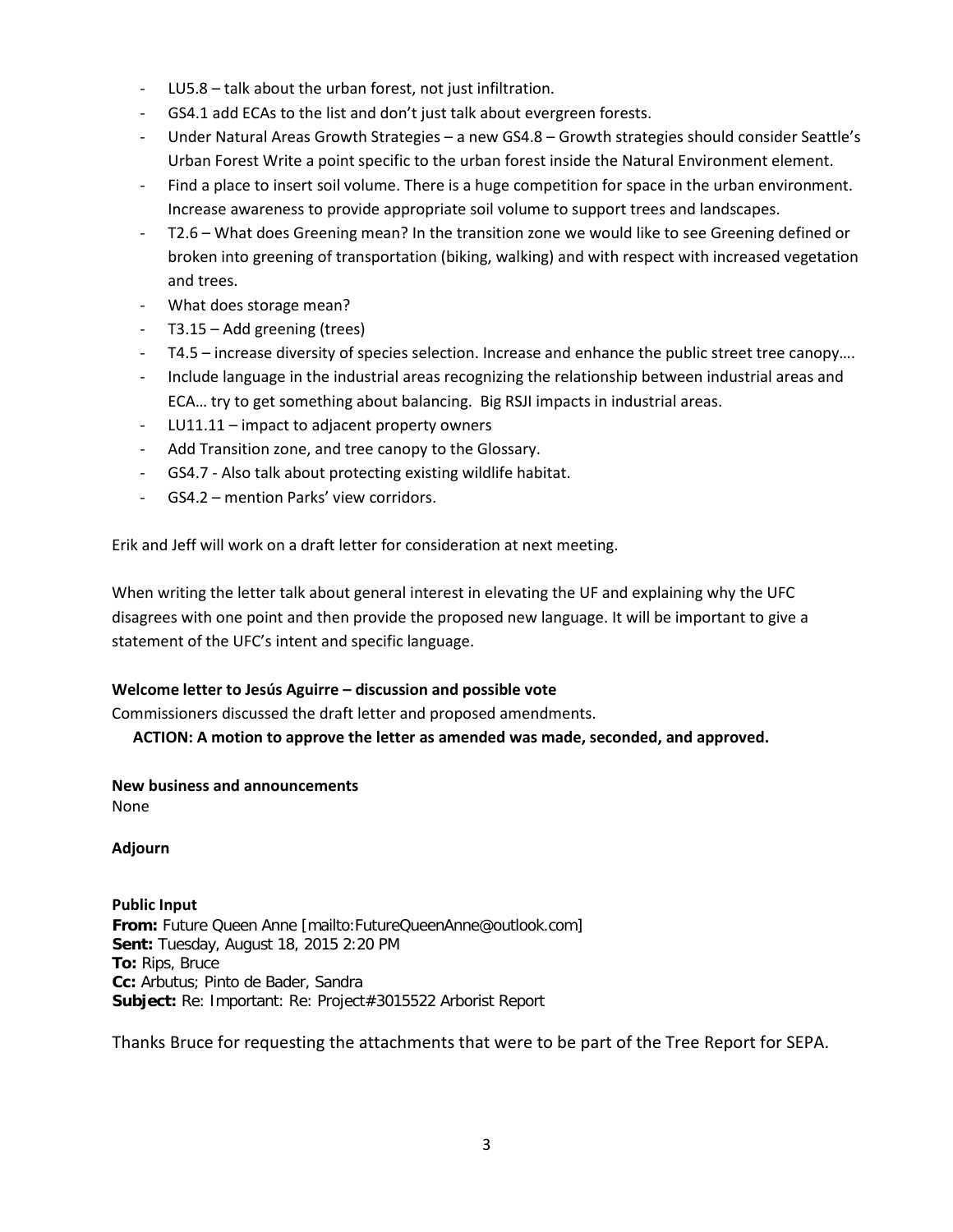- LU5.8 – talk about the urban forest, not just infiltration.
- GS4.1 add ECAs to the list and don't just talk about evergreen forests.
- Under Natural Areas Growth Strategies – a new GS4.8 – Growth strategies should consider Seattle's Urban Forest Write a point specific to the urban forest inside the Natural Environment element.
- Find a place to insert soil volume. There is a huge competition for space in the urban environment. Increase awareness to provide appropriate soil volume to support trees and landscapes.
- T2.6 – What does Greening mean? In the transition zone we would like to see Greening defined or broken into greening of transportation (biking, walking) and with respect with increased vegetation and trees.
- What does storage mean?
- T3.15 – Add greening (trees)
- T4.5 – increase diversity of species selection. Increase and enhance the public street tree canopy….
- Include language in the industrial areas recognizing the relationship between industrial areas and ECA… try to get something about balancing. Big RSJI impacts in industrial areas.
- LU11.11 – impact to adjacent property owners
- Add Transition zone, and tree canopy to the Glossary.
- GS4.7 - Also talk about protecting existing wildlife habitat.
- GS4.2 – mention Parks' view corridors.

Erik and Jeff will work on a draft letter for consideration at next meeting.

When writing the letter talk about general interest in elevating the UF and explaining why the UFC disagrees with one point and then provide the proposed new language. It will be important to give a statement of the UFC's intent and specific language.

**Welcome letter to Jesús Aguirre – discussion and possible vote**

Commissioners discussed the draft letter and proposed amendments.

**ACTION: A motion to approve the letter as amended was made, seconded, and approved.**

**New business and announcements**

None

**Adjourn**

**Public Input**

**From:** Future Queen Anne [mailto:FutureQueenAnne@outlook.com]
**Sent:** Tuesday, August 18, 2015 2:20 PM
**To:** Rips, Bruce
**Cc:** Arbutus; Pinto de Bader, Sandra
**Subject:** Re: Important: Re: Project#3015522 Arborist Report

Thanks Bruce for requesting the attachments that were to be part of the Tree Report for SEPA.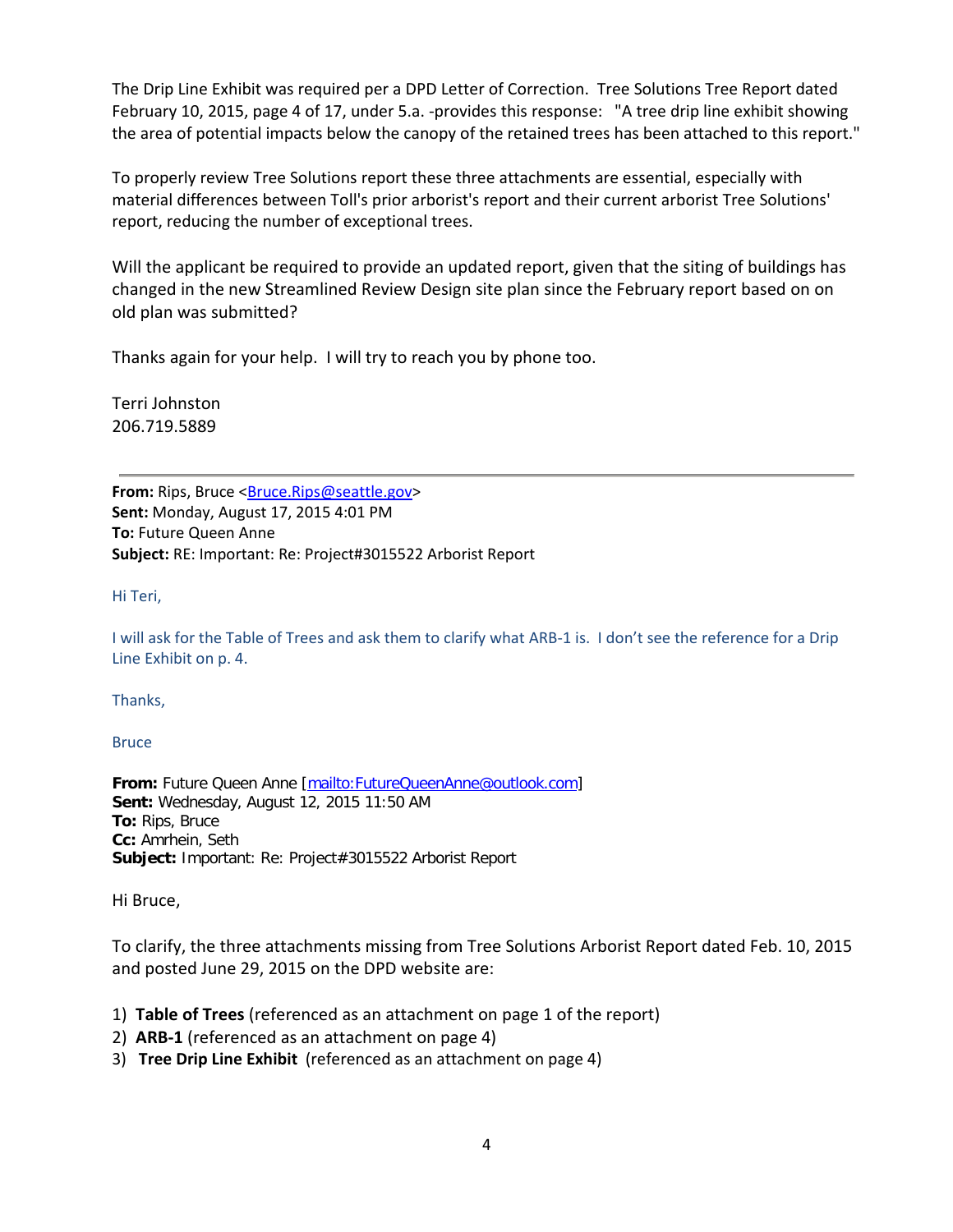The Drip Line Exhibit was required per a DPD Letter of Correction. Tree Solutions Tree Report dated February 10, 2015, page 4 of 17, under 5.a. -provides this response: "A tree drip line exhibit showing the area of potential impacts below the canopy of the retained trees has been attached to this report."

To properly review Tree Solutions report these three attachments are essential, especially with material differences between Toll's prior arborist's report and their current arborist Tree Solutions' report, reducing the number of exceptional trees.

Will the applicant be required to provide an updated report, given that the siting of buildings has changed in the new Streamlined Review Design site plan since the February report based on on old plan was submitted?

Thanks again for your help. I will try to reach you by phone too.

Terri Johnston
206.719.5889

---

**From:** Rips, Bruce <Bruce.Rips@seattle.gov>
**Sent:** Monday, August 17, 2015 4:01 PM
**To:** Future Queen Anne
**Subject:** RE: Important: Re: Project#3015522 Arborist Report

Hi Teri,

I will ask for the Table of Trees and ask them to clarify what ARB-1 is. I don't see the reference for a Drip Line Exhibit on p. 4.

Thanks,

Bruce

**From:** Future Queen Anne [mailto:FutureQueenAnne@outlook.com]
**Sent:** Wednesday, August 12, 2015 11:50 AM
**To:** Rips, Bruce
**Cc:** Amrhein, Seth
**Subject:** Important: Re: Project#3015522 Arborist Report

Hi Bruce,

To clarify, the three attachments missing from Tree Solutions Arborist Report dated Feb. 10, 2015 and posted June 29, 2015 on the DPD website are:

1) **Table of Trees** (referenced as an attachment on page 1 of the report)
2) **ARB-1** (referenced as an attachment on page 4)
3) **Tree Drip Line Exhibit** (referenced as an attachment on page 4)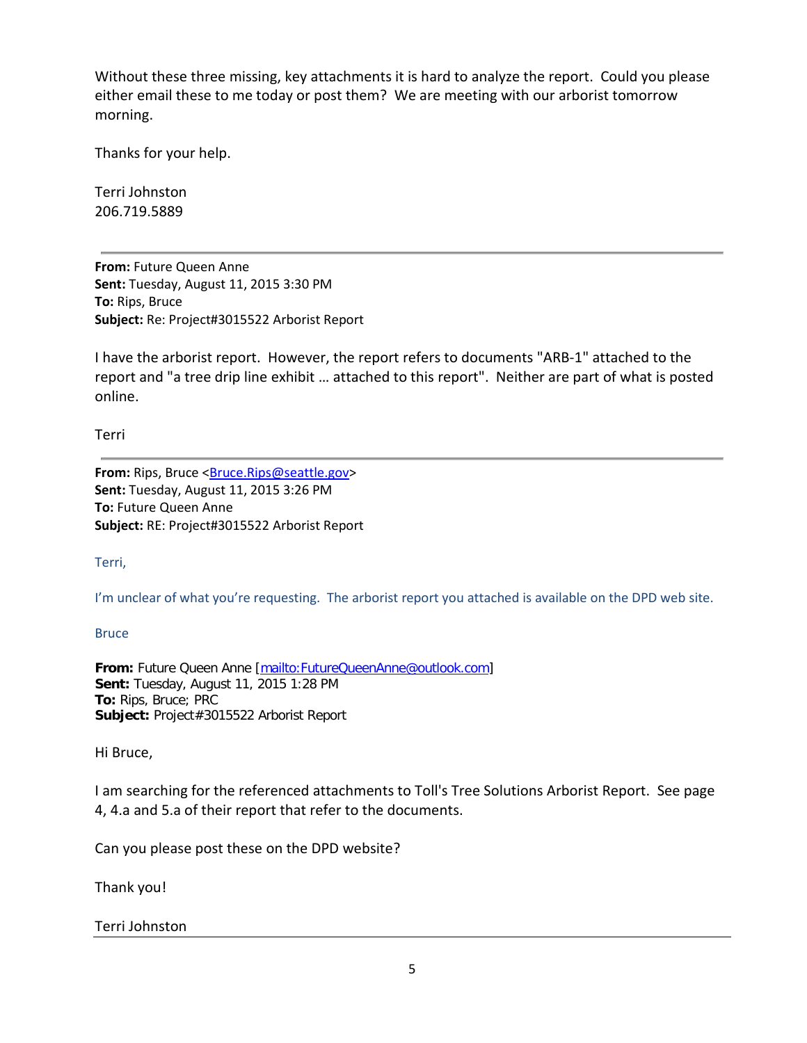Without these three missing, key attachments it is hard to analyze the report. Could you please either email these to me today or post them? We are meeting with our arborist tomorrow morning.

Thanks for your help.

Terri Johnston
206.719.5889

---

**From:** Future Queen Anne
**Sent:** Tuesday, August 11, 2015 3:30 PM
**To:** Rips, Bruce
**Subject:** Re: Project#3015522 Arborist Report

I have the arborist report. However, the report refers to documents "ARB-1" attached to the report and "a tree drip line exhibit … attached to this report". Neither are part of what is posted online.

Terri

---

**From:** Rips, Bruce <Bruce.Rips@seattle.gov>
**Sent:** Tuesday, August 11, 2015 3:26 PM
**To:** Future Queen Anne
**Subject:** RE: Project#3015522 Arborist Report

Terri,

I'm unclear of what you're requesting. The arborist report you attached is available on the DPD web site.

Bruce

**From:** Future Queen Anne [mailto:FutureQueenAnne@outlook.com]
**Sent:** Tuesday, August 11, 2015 1:28 PM
**To:** Rips, Bruce; PRC
**Subject:** Project#3015522 Arborist Report

Hi Bruce,

I am searching for the referenced attachments to Toll's Tree Solutions Arborist Report. See page 4, 4.a and 5.a of their report that refer to the documents.

Can you please post these on the DPD website?

Thank you!

Terri Johnston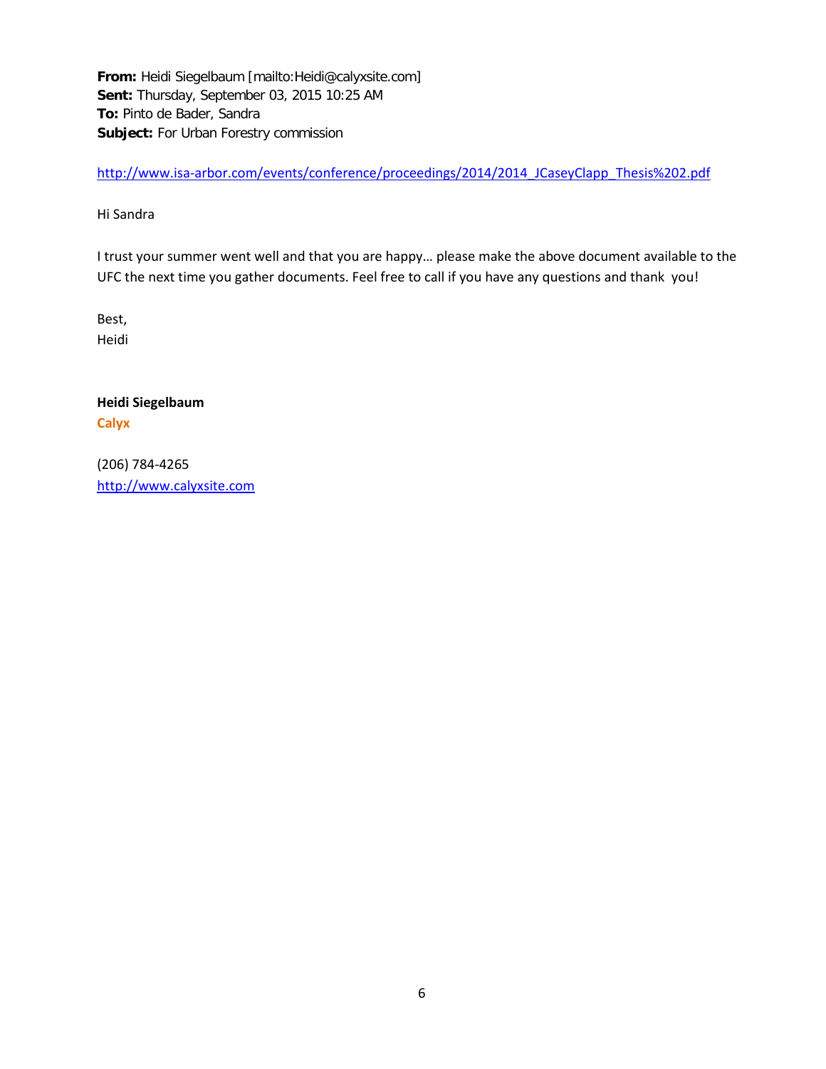**From:** Heidi Siegelbaum [mailto:Heidi@calyxsite.com]
**Sent:** Thursday, September 03, 2015 10:25 AM
**To:** Pinto de Bader, Sandra
**Subject:** For Urban Forestry commission

http://www.isa-arbor.com/events/conference/proceedings/2014/2014_JCaseyClapp_Thesis%202.pdf

Hi Sandra

I trust your summer went well and that you are happy… please make the above document available to the UFC the next time you gather documents. Feel free to call if you have any questions and thank you!

Best,
Heidi

**Heidi Siegelbaum**
**Calyx**

(206) 784-4265
http://www.calyxsite.com